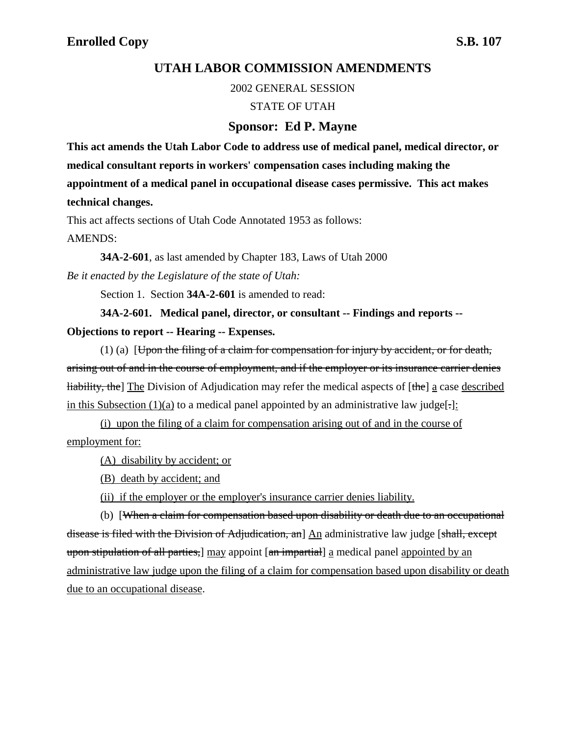**Enrolled Copy** **S.B. 107**

# UTAH LABOR COMMISSION AMENDMENTS

2002 GENERAL SESSION

STATE OF UTAH

## Sponsor: Ed P. Mayne

**This act amends the Utah Labor Code to address use of medical panel, medical director, or medical consultant reports in workers' compensation cases including making the appointment of a medical panel in occupational disease cases permissive. This act makes technical changes.**

This act affects sections of Utah Code Annotated 1953 as follows:

AMENDS:

**34A-2-601**, as last amended by Chapter 183, Laws of Utah 2000

*Be it enacted by the Legislature of the state of Utah:*

Section 1. Section **34A-2-601** is amended to read:

**34A-2-601. Medical panel, director, or consultant -- Findings and reports -- Objections to report -- Hearing -- Expenses.**

(1) (a) [~~Upon the filing of a claim for compensation for injury by accident, or for death, arising out of and in the course of employment, and if the employer or its insurance carrier denies liability, the~~] <u>The</u> Division of Adjudication may refer the medical aspects of [~~the~~] <u>a</u> case <u>described in this Subsection (1)(a)</u> to a medical panel appointed by an administrative law judge[~~.~~]<u>:</u>

<u>(i) upon the filing of a claim for compensation arising out of and in the course of employment for:</u>

<u>(A) disability by accident; or</u>

<u>(B) death by accident; and</u>

<u>(ii) if the employer or the employer's insurance carrier denies liability.</u>

(b) [~~When a claim for compensation based upon disability or death due to an occupational disease is filed with the Division of Adjudication, an~~] <u>An</u> administrative law judge [~~shall, except upon stipulation of all parties,~~] <u>may</u> appoint [~~an impartial~~] <u>a</u> medical panel <u>appointed by an administrative law judge upon the filing of a claim for compensation based upon disability or death due to an occupational disease</u>.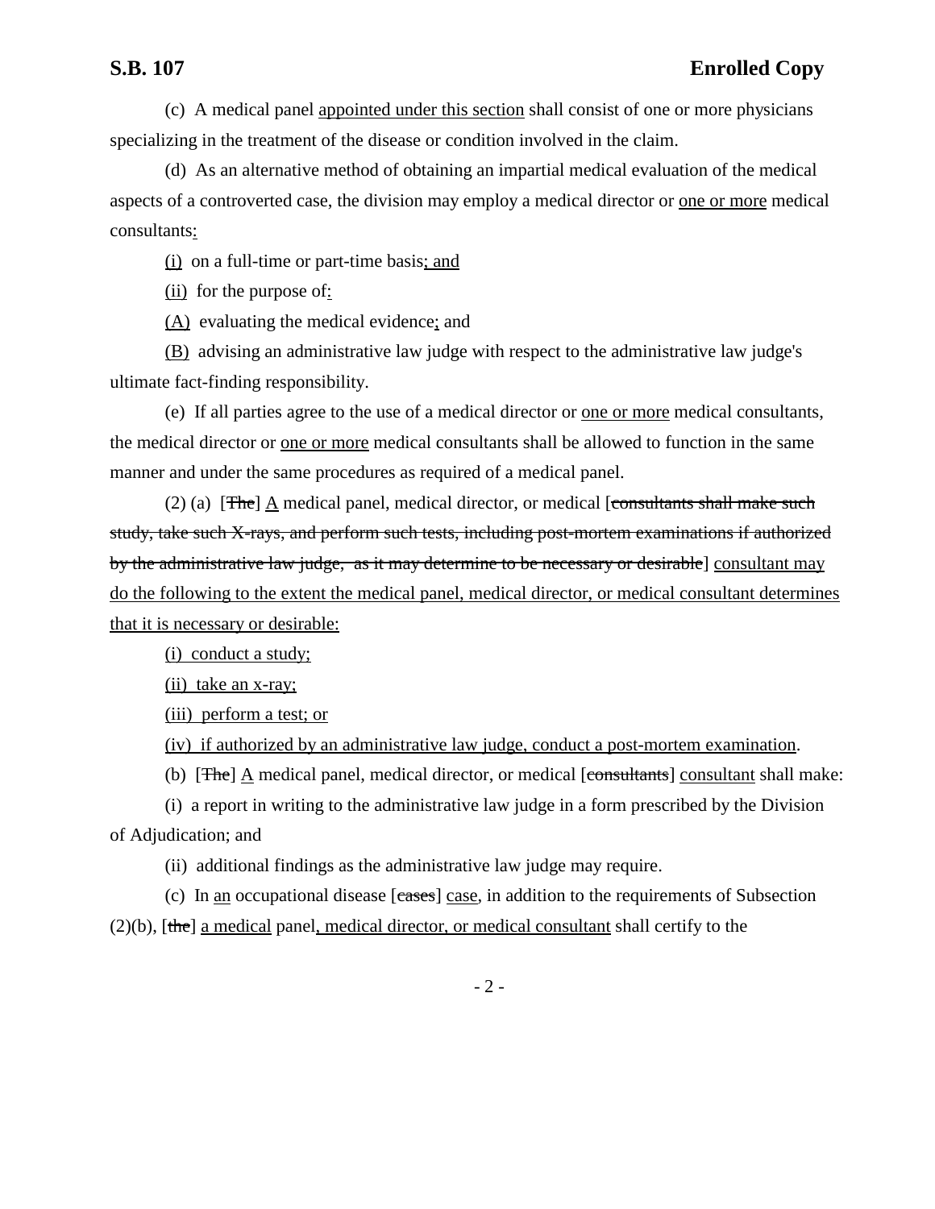(c) A medical panel appointed under this section shall consist of one or more physicians specializing in the treatment of the disease or condition involved in the claim.

(d) As an alternative method of obtaining an impartial medical evaluation of the medical aspects of a controverted case, the division may employ a medical director or one or more medical consultants:

(i) on a full-time or part-time basis; and

(ii) for the purpose of:

(A) evaluating the medical evidence; and

(B) advising an administrative law judge with respect to the administrative law judge's ultimate fact-finding responsibility.

(e) If all parties agree to the use of a medical director or one or more medical consultants, the medical director or one or more medical consultants shall be allowed to function in the same manner and under the same procedures as required of a medical panel.

(2) (a) [~~The~~] A medical panel, medical director, or medical [~~consultants shall make such study, take such X-rays, and perform such tests, including post-mortem examinations if authorized by the administrative law judge, as it may determine to be necessary or desirable~~] consultant may do the following to the extent the medical panel, medical director, or medical consultant determines that it is necessary or desirable:

(i) conduct a study;

(ii) take an x-ray;

(iii) perform a test; or

(iv) if authorized by an administrative law judge, conduct a post-mortem examination.

(b) [~~The~~] A medical panel, medical director, or medical [~~consultants~~] consultant shall make:

(i) a report in writing to the administrative law judge in a form prescribed by the Division of Adjudication; and

(ii) additional findings as the administrative law judge may require.

(c) In an occupational disease [~~cases~~] case, in addition to the requirements of Subsection (2)(b), [~~the~~] a medical panel, medical director, or medical consultant shall certify to the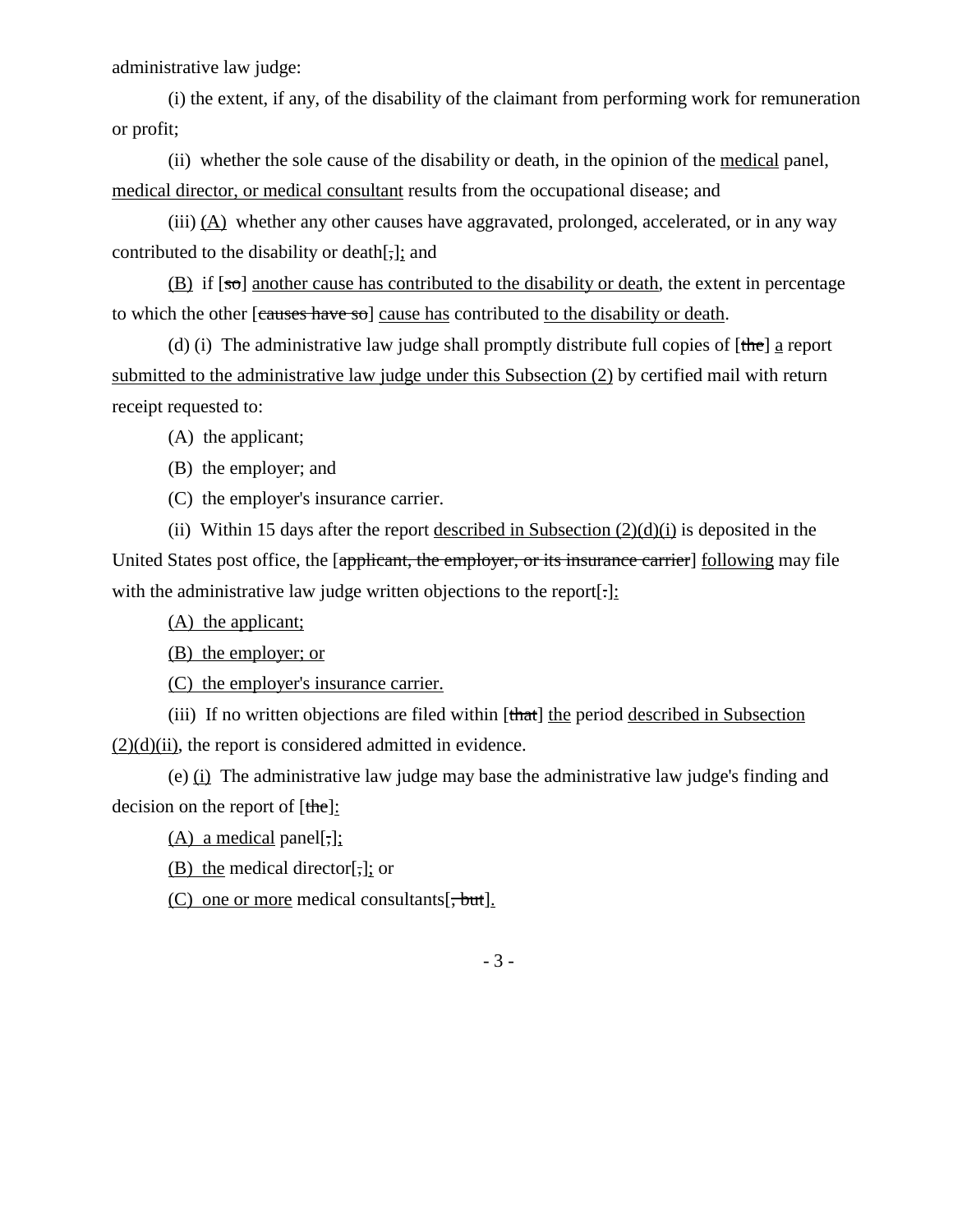administrative law judge:

(i) the extent, if any, of the disability of the claimant from performing work for remuneration or profit;

(ii) whether the sole cause of the disability or death, in the opinion of the medical panel, medical director, or medical consultant results from the occupational disease; and

(iii) (A) whether any other causes have aggravated, prolonged, accelerated, or in any way contributed to the disability or death[,]; and

(B) if [so] another cause has contributed to the disability or death, the extent in percentage to which the other [causes have so] cause has contributed to the disability or death.

(d) (i) The administrative law judge shall promptly distribute full copies of [the] a report submitted to the administrative law judge under this Subsection (2) by certified mail with return receipt requested to:

(A) the applicant;

(B) the employer; and

(C) the employer's insurance carrier.

(ii) Within 15 days after the report described in Subsection (2)(d)(i) is deposited in the United States post office, the [applicant, the employer, or its insurance carrier] following may file with the administrative law judge written objections to the report[.]:

(A) the applicant;

(B) the employer; or

(C) the employer's insurance carrier.

(iii) If no written objections are filed within [that] the period described in Subsection (2)(d)(ii), the report is considered admitted in evidence.

(e) (i) The administrative law judge may base the administrative law judge's finding and decision on the report of [the]:

(A) a medical panel[,];

(B) the medical director[,]; or

(C) one or more medical consultants[, but].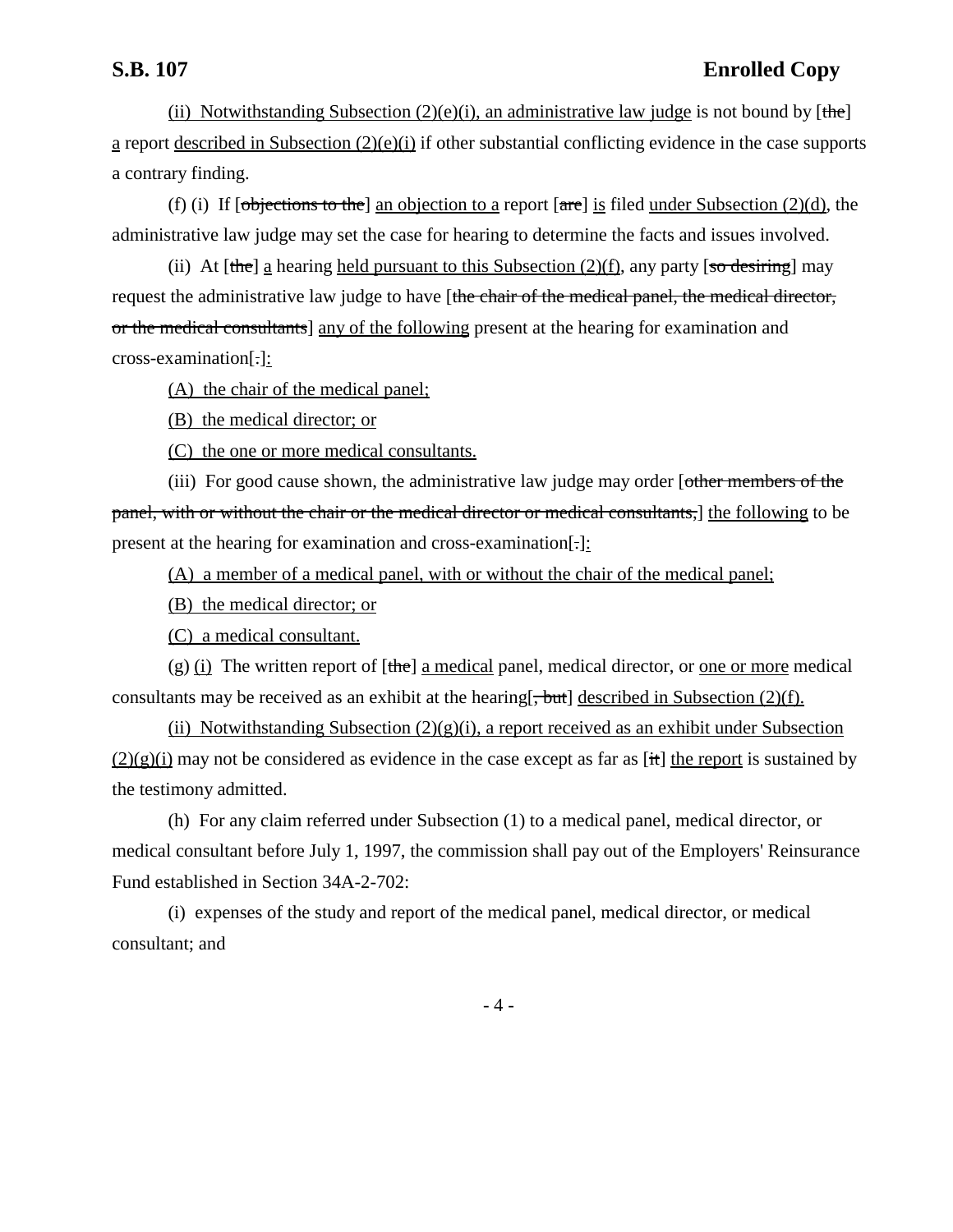(ii) Notwithstanding Subsection (2)(e)(i), an administrative law judge is not bound by [the] a report described in Subsection (2)(e)(i) if other substantial conflicting evidence in the case supports a contrary finding.

(f) (i) If [objections to the] an objection to a report [are] is filed under Subsection (2)(d), the administrative law judge may set the case for hearing to determine the facts and issues involved.

(ii) At [the] a hearing held pursuant to this Subsection (2)(f), any party [so desiring] may request the administrative law judge to have [the chair of the medical panel, the medical director, or the medical consultants] any of the following present at the hearing for examination and cross-examination[.]:

(A) the chair of the medical panel;

(B) the medical director; or

(C) the one or more medical consultants.

(iii) For good cause shown, the administrative law judge may order [other members of the panel, with or without the chair or the medical director or medical consultants,] the following to be present at the hearing for examination and cross-examination[.]:

(A) a member of a medical panel, with or without the chair of the medical panel;

(B) the medical director; or

(C) a medical consultant.

(g) (i) The written report of [the] a medical panel, medical director, or one or more medical consultants may be received as an exhibit at the hearing[, but] described in Subsection (2)(f).

(ii) Notwithstanding Subsection (2)(g)(i), a report received as an exhibit under Subsection (2)(g)(i) may not be considered as evidence in the case except as far as [it] the report is sustained by the testimony admitted.

(h) For any claim referred under Subsection (1) to a medical panel, medical director, or medical consultant before July 1, 1997, the commission shall pay out of the Employers' Reinsurance Fund established in Section 34A-2-702:

(i) expenses of the study and report of the medical panel, medical director, or medical consultant; and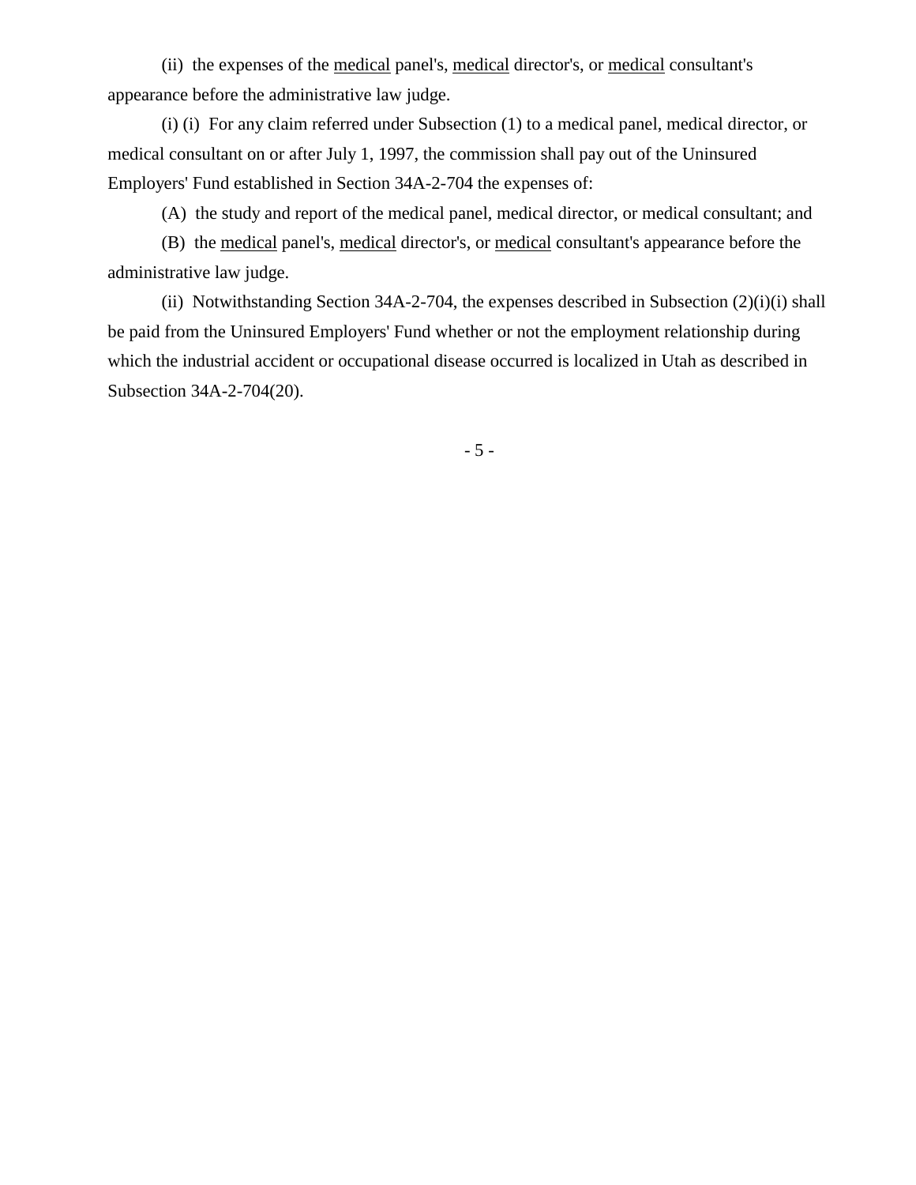(ii) the expenses of the <u>medical</u> panel's, <u>medical</u> director's, or <u>medical</u> consultant's appearance before the administrative law judge.

(i) (i) For any claim referred under Subsection (1) to a medical panel, medical director, or medical consultant on or after July 1, 1997, the commission shall pay out of the Uninsured Employers' Fund established in Section 34A-2-704 the expenses of:

(A) the study and report of the medical panel, medical director, or medical consultant; and

(B) the <u>medical</u> panel's, <u>medical</u> director's, or <u>medical</u> consultant's appearance before the administrative law judge.

(ii) Notwithstanding Section 34A-2-704, the expenses described in Subsection (2)(i)(i) shall be paid from the Uninsured Employers' Fund whether or not the employment relationship during which the industrial accident or occupational disease occurred is localized in Utah as described in Subsection 34A-2-704(20).